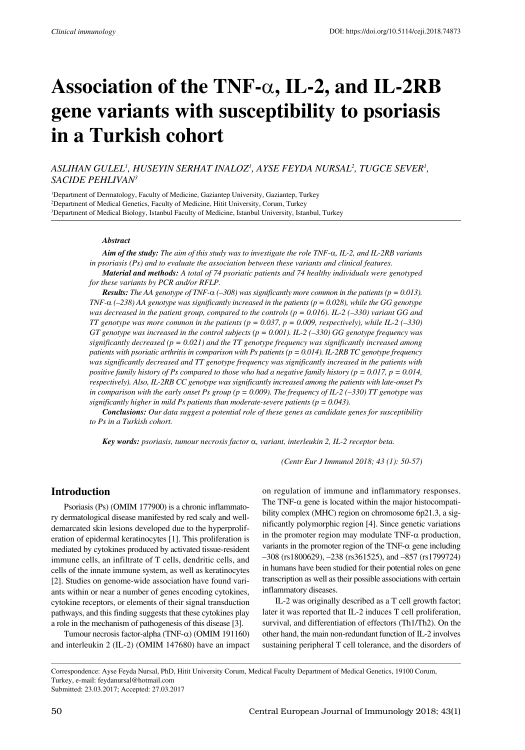# Association of the TNF-α, IL-2, and IL-2RB gene variants with susceptibility to psoriasis in a Turkish cohort

*ASLIHAN GULEL[1], HUSEYIN SERHAT INALOZ[1], AYSE FEYDA NURSAL[2], TUGCE SEVER[1], SACIDE PEHLIVAN[3]*

[1]Department of Dermatology, Faculty of Medicine, Gaziantep University, Gaziantep, Turkey
[2]Department of Medical Genetics, Faculty of Medicine, Hitit University, Corum, Turkey
[3]Department of Medical Biology, Istanbul Faculty of Medicine, Istanbul University, Istanbul, Turkey

### Abstract

***Aim of the study:*** *The aim of this study was to investigate the role TNF-α, IL-2, and IL-2RB variants in psoriasis (Ps) and to evaluate the association between these variants and clinical features.*

***Material and methods:*** *A total of 74 psoriatic patients and 74 healthy individuals were genotyped for these variants by PCR and/or RFLP.*

***Results:*** *The AA genotype of TNF-α (–308) was significantly more common in the patients (p = 0.013). TNF-α (–238) AA genotype was significantly increased in the patients (p = 0.028), while the GG genotype was decreased in the patient group, compared to the controls (p = 0.016). IL-2 (–330) variant GG and TT genotype was more common in the patients (p = 0.037, p = 0.009, respectively), while IL-2 (–330) GT genotype was increased in the control subjects (p = 0.001). IL-2 (–330) GG genotype frequency was significantly decreased (p = 0.021) and the TT genotype frequency was significantly increased among patients with psoriatic arthritis in comparison with Ps patients (p = 0.014). IL-2RB TC genotype frequency was significantly decreased and TT genotype frequency was significantly increased in the patients with positive family history of Ps compared to those who had a negative family history (p = 0.017, p = 0.014, respectively). Also, IL-2RB CC genotype was significantly increased among the patients with late-onset Ps in comparison with the early onset Ps group (p = 0.009). The frequency of IL-2 (–330) TT genotype was significantly higher in mild Ps patients than moderate-severe patients (p = 0.043).*

***Conclusions:*** *Our data suggest a potential role of these genes as candidate genes for susceptibility to Ps in a Turkish cohort.*

***Key words:*** *psoriasis, tumour necrosis factor α, variant, interleukin 2, IL-2 receptor beta.*

*(Centr Eur J Immunol 2018; 43 (1): 50-57)*

## Introduction

Psoriasis (Ps) (OMIM 177900) is a chronic inflammatory dermatological disease manifested by red scaly and well-demarcated skin lesions developed due to the hyperproliferation of epidermal keratinocytes [1]. This proliferation is mediated by cytokines produced by activated tissue-resident immune cells, an infiltrate of T cells, dendritic cells, and cells of the innate immune system, as well as keratinocytes [2]. Studies on genome-wide association have found variants within or near a number of genes encoding cytokines, cytokine receptors, or elements of their signal transduction pathways, and this finding suggests that these cytokines play a role in the mechanism of pathogenesis of this disease [3].

Tumour necrosis factor-alpha (TNF-α) (OMIM 191160) and interleukin 2 (IL-2) (OMIM 147680) have an impact on regulation of immune and inflammatory responses. The TNF-α gene is located within the major histocompatibility complex (MHC) region on chromosome 6p21.3, a significantly polymorphic region [4]. Since genetic variations in the promoter region may modulate TNF-α production, variants in the promoter region of the TNF-α gene including –308 (rs1800629), –238 (rs361525), and –857 (rs1799724) in humans have been studied for their potential roles on gene transcription as well as their possible associations with certain inflammatory diseases.

IL-2 was originally described as a T cell growth factor; later it was reported that IL-2 induces T cell proliferation, survival, and differentiation of effectors (Th1/Th2). On the other hand, the main non-redundant function of IL-2 involves sustaining peripheral T cell tolerance, and the disorders of

Correspondence: Ayse Feyda Nursal, PhD, Hitit University Corum, Medical Faculty Department of Medical Genetics, 19100 Corum, Turkey, e-mail: feydanursal@hotmail.com
Submitted: 23.03.2017; Accepted: 27.03.2017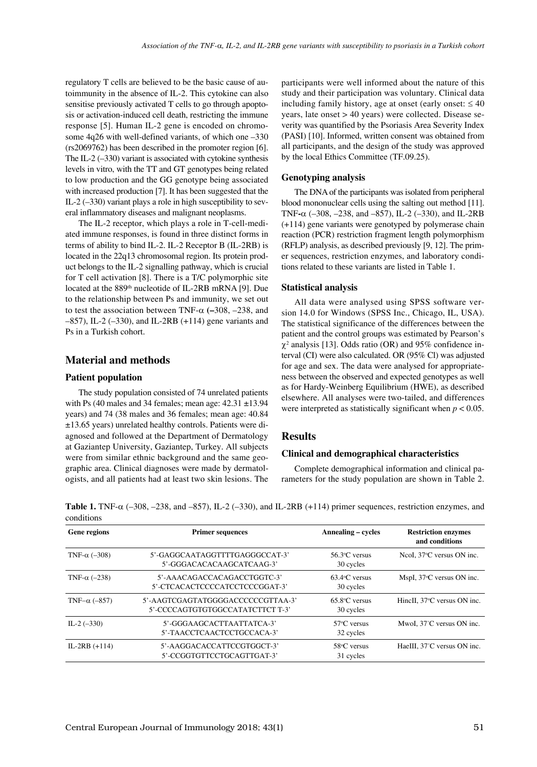regulatory T cells are believed to be the basic cause of autoimmunity in the absence of IL-2. This cytokine can also sensitise previously activated T cells to go through apoptosis or activation-induced cell death, restricting the immune response [5]. Human IL-2 gene is encoded on chromosome 4q26 with well-defined variants, of which one –330 (rs2069762) has been described in the promoter region [6]. The IL-2 (–330) variant is associated with cytokine synthesis levels in vitro, with the TT and GT genotypes being related to low production and the GG genotype being associated with increased production [7]. It has been suggested that the IL-2 (–330) variant plays a role in high susceptibility to several inflammatory diseases and malignant neoplasms.

The IL-2 receptor, which plays a role in T-cell-mediated immune responses, is found in three distinct forms in terms of ability to bind IL-2. IL-2 Receptor B (IL-2RB) is located in the 22q13 chromosomal region. Its protein product belongs to the IL-2 signalling pathway, which is crucial for T cell activation [8]. There is a T/C polymorphic site located at the 889$^{th}$ nucleotide of IL-2RB mRNA [9]. Due to the relationship between Ps and immunity, we set out to test the association between TNF-α (–308, –238, and –857), IL-2 (–330), and IL-2RB (+114) gene variants and Ps in a Turkish cohort.

## Material and methods

### Patient population

The study population consisted of 74 unrelated patients with Ps (40 males and 34 females; mean age: 42.31 ±13.94 years) and 74 (38 males and 36 females; mean age: 40.84 ±13.65 years) unrelated healthy controls. Patients were diagnosed and followed at the Department of Dermatology at Gaziantep University, Gaziantep, Turkey. All subjects were from similar ethnic background and the same geographic area. Clinical diagnoses were made by dermatologists, and all patients had at least two skin lesions. The participants were well informed about the nature of this study and their participation was voluntary. Clinical data including family history, age at onset (early onset: ≤ 40 years, late onset > 40 years) were collected. Disease severity was quantified by the Psoriasis Area Severity Index (PASI) [10]. Informed, written consent was obtained from all participants, and the design of the study was approved by the local Ethics Committee (TF.09.25).

### Genotyping analysis

The DNA of the participants was isolated from peripheral blood mononuclear cells using the salting out method [11]. TNF-α (–308, –238, and –857), IL-2 (–330), and IL-2RB (+114) gene variants were genotyped by polymerase chain reaction (PCR) restriction fragment length polymorphism (RFLP) analysis, as described previously [9, 12]. The primer sequences, restriction enzymes, and laboratory conditions related to these variants are listed in Table 1.

### Statistical analysis

All data were analysed using SPSS software version 14.0 for Windows (SPSS Inc., Chicago, IL, USA). The statistical significance of the differences between the patient and the control groups was estimated by Pearson's $\chi^2$ analysis [13]. Odds ratio (OR) and 95% confidence interval (CI) were also calculated. OR (95% Cl) was adjusted for age and sex. The data were analysed for appropriateness between the observed and expected genotypes as well as for Hardy-Weinberg Equilibrium (HWE), as described elsewhere. All analyses were two-tailed, and differences were interpreted as statistically significant when $p < 0.05$.

## Results

### Clinical and demographical characteristics

Complete demographical information and clinical parameters for the study population are shown in Table 2.

**Table 1.** TNF-α (–308, –238, and –857), IL-2 (–330), and IL-2RB (+114) primer sequences, restriction enzymes, and conditions

| Gene regions | Primer sequences | Annealing – cycles | Restriction enzymes and conditions |
|---|---|---|---|
| TNF-α (–308) | 5'-GAGGCAATAGGTTTTGAGGGCCAT-3'<br>5'-GGGACACACAAGCATCAAG-3' | 56.3°C versus 30 cycles | NcoI, 37°C versus ON inc. |
| TNF-α (–238) | 5'-AAACAGACCACAGACCTGGTC-3'<br>5'-CTCACACTCCCCATCCTCCCGGAT-3' | 63.4°C versus 30 cycles | MspI, 37°C versus ON inc. |
| TNF–α (–857) | 5'-AAGTCGAGTATGGGGACCCCCCGTTAA-3'<br>5'-CCCCAGTGTGTGGCCATATCTTCT T-3' | 65.8°C versus 30 cycles | HincII, 37°C versus ON inc. |
| IL-2 (–330) | 5'-GGGAAGCACTTAATTATCA-3'<br>5'-TAACCTCAACTCCTGCCACA-3' | 57°C versus 32 cycles | MwoI, 37°C versus ON inc. |
| IL-2RB (+114) | 5'-AAGGACACCATTCCGTGGCT-3'<br>5'-CCGGTGTTCCTGCAGTTGAT-3' | 58°C versus 31 cycles | HaeIII, 37°C versus ON inc. |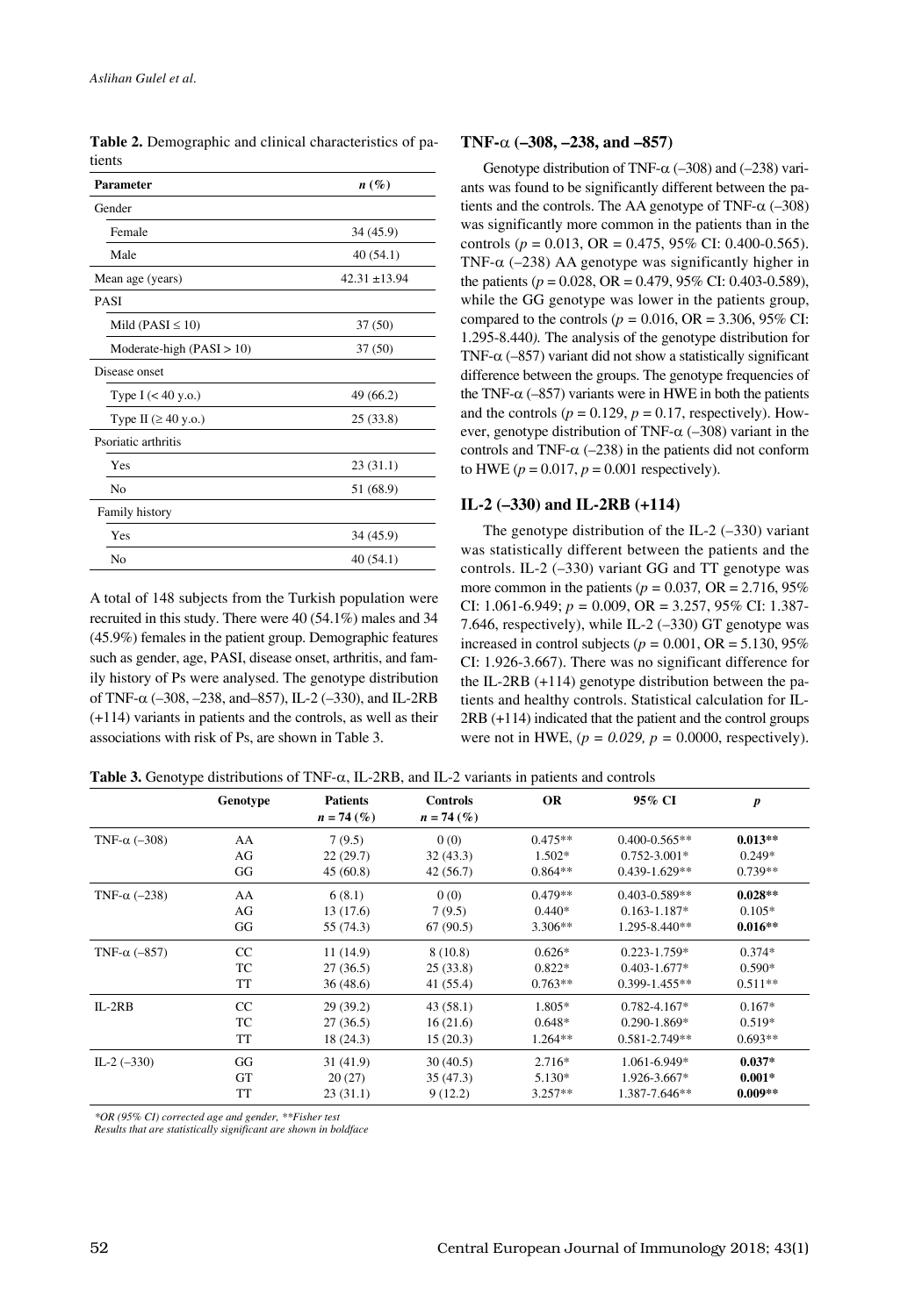**Table 2.** Demographic and clinical characteristics of patients

| Parameter | n (%) |
|---|---|
| Gender | |
| Female | 34 (45.9) |
| Male | 40 (54.1) |
| Mean age (years) | 42.31 ±13.94 |
| PASI | |
| Mild (PASI ≤ 10) | 37 (50) |
| Moderate-high (PASI > 10) | 37 (50) |
| Disease onset | |
| Type I (< 40 y.o.) | 49 (66.2) |
| Type II (≥ 40 y.o.) | 25 (33.8) |
| Psoriatic arthritis | |
| Yes | 23 (31.1) |
| No | 51 (68.9) |
| Family history | |
| Yes | 34 (45.9) |
| No | 40 (54.1) |

A total of 148 subjects from the Turkish population were recruited in this study. There were 40 (54.1%) males and 34 (45.9%) females in the patient group. Demographic features such as gender, age, PASI, disease onset, arthritis, and family history of Ps were analysed. The genotype distribution of TNF-α (–308, –238, and–857), IL-2 (–330), and IL-2RB (+114) variants in patients and the controls, as well as their associations with risk of Ps, are shown in Table 3.

### TNF-α (–308, –238, and –857)

Genotype distribution of TNF-α (–308) and (–238) variants was found to be significantly different between the patients and the controls. The AA genotype of TNF-α (–308) was significantly more common in the patients than in the controls ($p$ = 0.013, OR = 0.475, 95% CI: 0.400-0.565). TNF-α (–238) AA genotype was significantly higher in the patients ($p$ = 0.028, OR = 0.479, 95% CI: 0.403-0.589), while the GG genotype was lower in the patients group, compared to the controls ($p$ = 0.016, OR = 3.306, 95% CI: 1.295-8.440). The analysis of the genotype distribution for TNF-α (–857) variant did not show a statistically significant difference between the groups. The genotype frequencies of the TNF-α (–857) variants were in HWE in both the patients and the controls ($p$ = 0.129, $p$ = 0.17, respectively). However, genotype distribution of TNF-α (–308) variant in the controls and TNF-α (–238) in the patients did not conform to HWE ($p$ = 0.017, $p$ = 0.001 respectively).

### IL-2 (–330) and IL-2RB (+114)

The genotype distribution of the IL-2 (–330) variant was statistically different between the patients and the controls. IL-2 (–330) variant GG and TT genotype was more common in the patients ($p$ = 0.037, OR = 2.716, 95% CI: 1.061-6.949; $p$ = 0.009, OR = 3.257, 95% CI: 1.387-7.646, respectively), while IL-2 (–330) GT genotype was increased in control subjects ($p$ = 0.001, OR = 5.130, 95% CI: 1.926-3.667). There was no significant difference for the IL-2RB (+114) genotype distribution between the patients and healthy controls. Statistical calculation for IL-2RB (+114) indicated that the patient and the control groups were not in HWE, (*$p$ = 0.029*, $p$ = 0.0000, respectively).

**Table 3.** Genotype distributions of TNF-α, IL-2RB, and IL-2 variants in patients and controls

| | Genotype | Patients n = 74 (%) | Controls n = 74 (%) | OR | 95% CI | p |
|---|---|---|---|---|---|---|
| TNF-α (–308) | AA | 7 (9.5) | 0 (0) | 0.475** | 0.400-0.565** | **0.013**** |
| | AG | 22 (29.7) | 32 (43.3) | 1.502* | 0.752-3.001* | 0.249* |
| | GG | 45 (60.8) | 42 (56.7) | 0.864** | 0.439-1.629** | 0.739** |
| TNF-α (–238) | AA | 6 (8.1) | 0 (0) | 0.479** | 0.403-0.589** | **0.028**** |
| | AG | 13 (17.6) | 7 (9.5) | 0.440* | 0.163-1.187* | 0.105* |
| | GG | 55 (74.3) | 67 (90.5) | 3.306** | 1.295-8.440** | **0.016**** |
| TNF-α (–857) | CC | 11 (14.9) | 8 (10.8) | 0.626* | 0.223-1.759* | 0.374* |
| | TC | 27 (36.5) | 25 (33.8) | 0.822* | 0.403-1.677* | 0.590* |
| | TT | 36 (48.6) | 41 (55.4) | 0.763** | 0.399-1.455** | 0.511** |
| IL-2RB | CC | 29 (39.2) | 43 (58.1) | 1.805* | 0.782-4.167* | 0.167* |
| | TC | 27 (36.5) | 16 (21.6) | 0.648* | 0.290-1.869* | 0.519* |
| | TT | 18 (24.3) | 15 (20.3) | 1.264** | 0.581-2.749** | 0.693** |
| IL-2 (–330) | GG | 31 (41.9) | 30 (40.5) | 2.716* | 1.061-6.949* | **0.037*** |
| | GT | 20 (27) | 35 (47.3) | 5.130* | 1.926-3.667* | **0.001*** |
| | TT | 23 (31.1) | 9 (12.2) | 3.257** | 1.387-7.646** | **0.009**** |

*\*OR (95% CI) corrected age and gender, \*\*Fisher test*
*Results that are statistically significant are shown in boldface*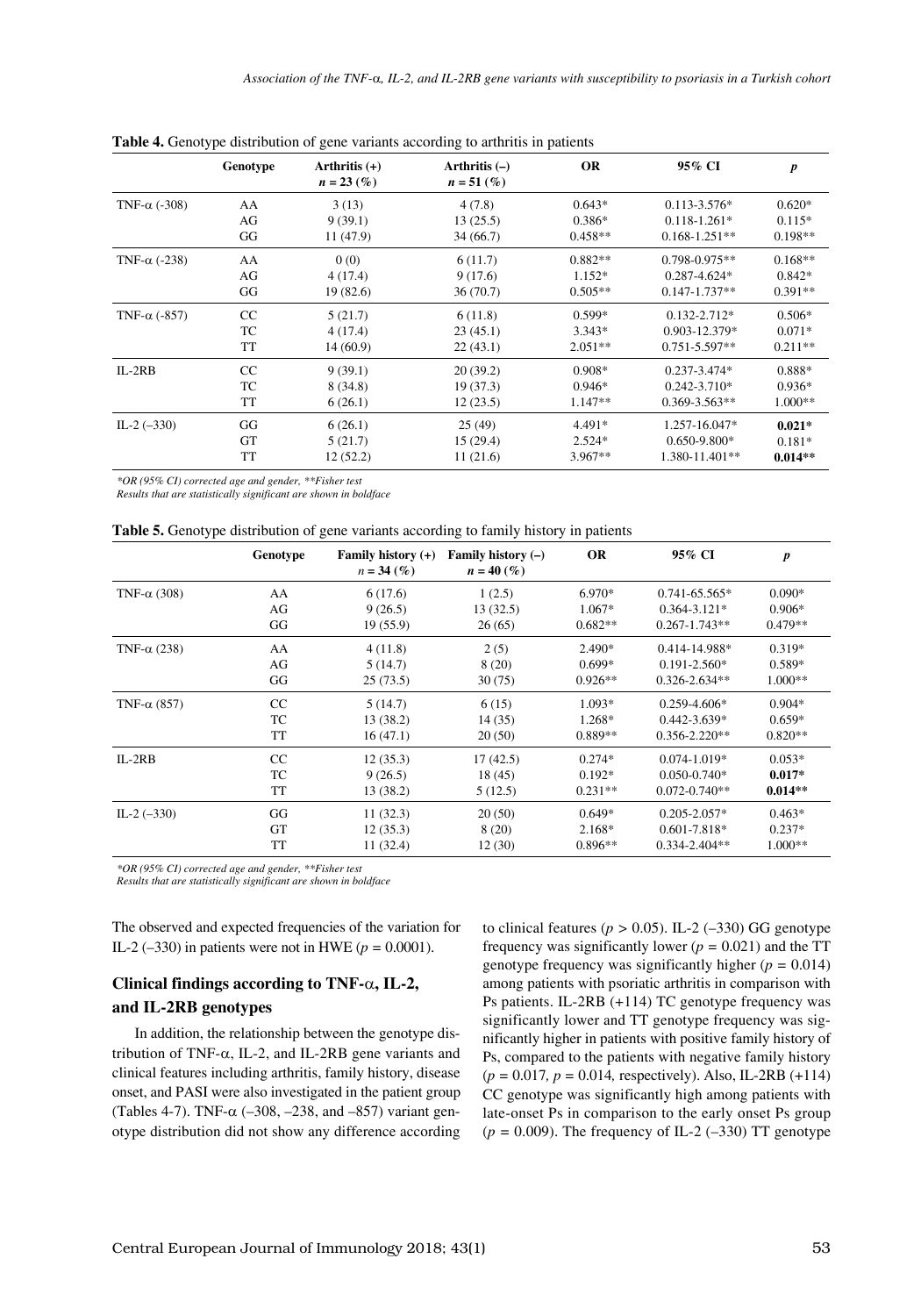**Table 4.** Genotype distribution of gene variants according to arthritis in patients

| | Genotype | Arthritis (+) $n = 23$ (%) | Arthritis (–) $n = 51$ (%) | OR | 95% CI | $p$ |
|---|---|---|---|---|---|---|
| TNF-α (-308) | AA | 3 (13) | 4 (7.8) | 0.643* | 0.113-3.576* | 0.620* |
| | AG | 9 (39.1) | 13 (25.5) | 0.386* | 0.118-1.261* | 0.115* |
| | GG | 11 (47.9) | 34 (66.7) | 0.458** | 0.168-1.251** | 0.198** |
| TNF-α (-238) | AA | 0 (0) | 6 (11.7) | 0.882** | 0.798-0.975** | 0.168** |
| | AG | 4 (17.4) | 9 (17.6) | 1.152* | 0.287-4.624* | 0.842* |
| | GG | 19 (82.6) | 36 (70.7) | 0.505** | 0.147-1.737** | 0.391** |
| TNF-α (-857) | CC | 5 (21.7) | 6 (11.8) | 0.599* | 0.132-2.712* | 0.506* |
| | TC | 4 (17.4) | 23 (45.1) | 3.343* | 0.903-12.379* | 0.071* |
| | TT | 14 (60.9) | 22 (43.1) | 2.051** | 0.751-5.597** | 0.211** |
| IL-2RB | CC | 9 (39.1) | 20 (39.2) | 0.908* | 0.237-3.474* | 0.888* |
| | TC | 8 (34.8) | 19 (37.3) | 0.946* | 0.242-3.710* | 0.936* |
| | TT | 6 (26.1) | 12 (23.5) | 1.147** | 0.369-3.563** | 1.000** |
| IL-2 (–330) | GG | 6 (26.1) | 25 (49) | 4.491* | 1.257-16.047* | **0.021*** |
| | GT | 5 (21.7) | 15 (29.4) | 2.524* | 0.650-9.800* | 0.181* |
| | TT | 12 (52.2) | 11 (21.6) | 3.967** | 1.380-11.401** | **0.014**** |

*\*OR (95% CI) corrected age and gender, \*\*Fisher test*
*Results that are statistically significant are shown in boldface*

**Table 5.** Genotype distribution of gene variants according to family history in patients

| | Genotype | Family history (+) $n = 34$ (%) | Family history (–) $n = 40$ (%) | OR | 95% CI | $p$ |
|---|---|---|---|---|---|---|
| TNF-α (308) | AA | 6 (17.6) | 1 (2.5) | 6.970* | 0.741-65.565* | 0.090* |
| | AG | 9 (26.5) | 13 (32.5) | 1.067* | 0.364-3.121* | 0.906* |
| | GG | 19 (55.9) | 26 (65) | 0.682** | 0.267-1.743** | 0.479** |
| TNF-α (238) | AA | 4 (11.8) | 2 (5) | 2.490* | 0.414-14.988* | 0.319* |
| | AG | 5 (14.7) | 8 (20) | 0.699* | 0.191-2.560* | 0.589* |
| | GG | 25 (73.5) | 30 (75) | 0.926** | 0.326-2.634** | 1.000** |
| TNF-α (857) | CC | 5 (14.7) | 6 (15) | 1.093* | 0.259-4.606* | 0.904* |
| | TC | 13 (38.2) | 14 (35) | 1.268* | 0.442-3.639* | 0.659* |
| | TT | 16 (47.1) | 20 (50) | 0.889** | 0.356-2.220** | 0.820** |
| IL-2RB | CC | 12 (35.3) | 17 (42.5) | 0.274* | 0.074-1.019* | 0.053* |
| | TC | 9 (26.5) | 18 (45) | 0.192* | 0.050-0.740* | **0.017*** |
| | TT | 13 (38.2) | 5 (12.5) | 0.231** | 0.072-0.740** | **0.014**** |
| IL-2 (–330) | GG | 11 (32.3) | 20 (50) | 0.649* | 0.205-2.057* | 0.463* |
| | GT | 12 (35.3) | 8 (20) | 2.168* | 0.601-7.818* | 0.237* |
| | TT | 11 (32.4) | 12 (30) | 0.896** | 0.334-2.404** | 1.000** |

*\*OR (95% CI) corrected age and gender, \*\*Fisher test*
*Results that are statistically significant are shown in boldface*

The observed and expected frequencies of the variation for IL-2 (–330) in patients were not in HWE ($p = 0.0001$).

## Clinical findings according to TNF-α, IL-2, and IL-2RB genotypes

In addition, the relationship between the genotype distribution of TNF-α, IL-2, and IL-2RB gene variants and clinical features including arthritis, family history, disease onset, and PASI were also investigated in the patient group (Tables 4-7). TNF-α (–308, –238, and –857) variant genotype distribution did not show any difference according to clinical features ($p > 0.05$). IL-2 (–330) GG genotype frequency was significantly lower ($p = 0.021$) and the TT genotype frequency was significantly higher ($p = 0.014$) among patients with psoriatic arthritis in comparison with Ps patients. IL-2RB (+114) TC genotype frequency was significantly lower and TT genotype frequency was significantly higher in patients with positive family history of Ps, compared to the patients with negative family history ($p = 0.017$, $p = 0.014$, respectively). Also, IL-2RB (+114) CC genotype was significantly high among patients with late-onset Ps in comparison to the early onset Ps group ($p = 0.009$). The frequency of IL-2 (–330) TT genotype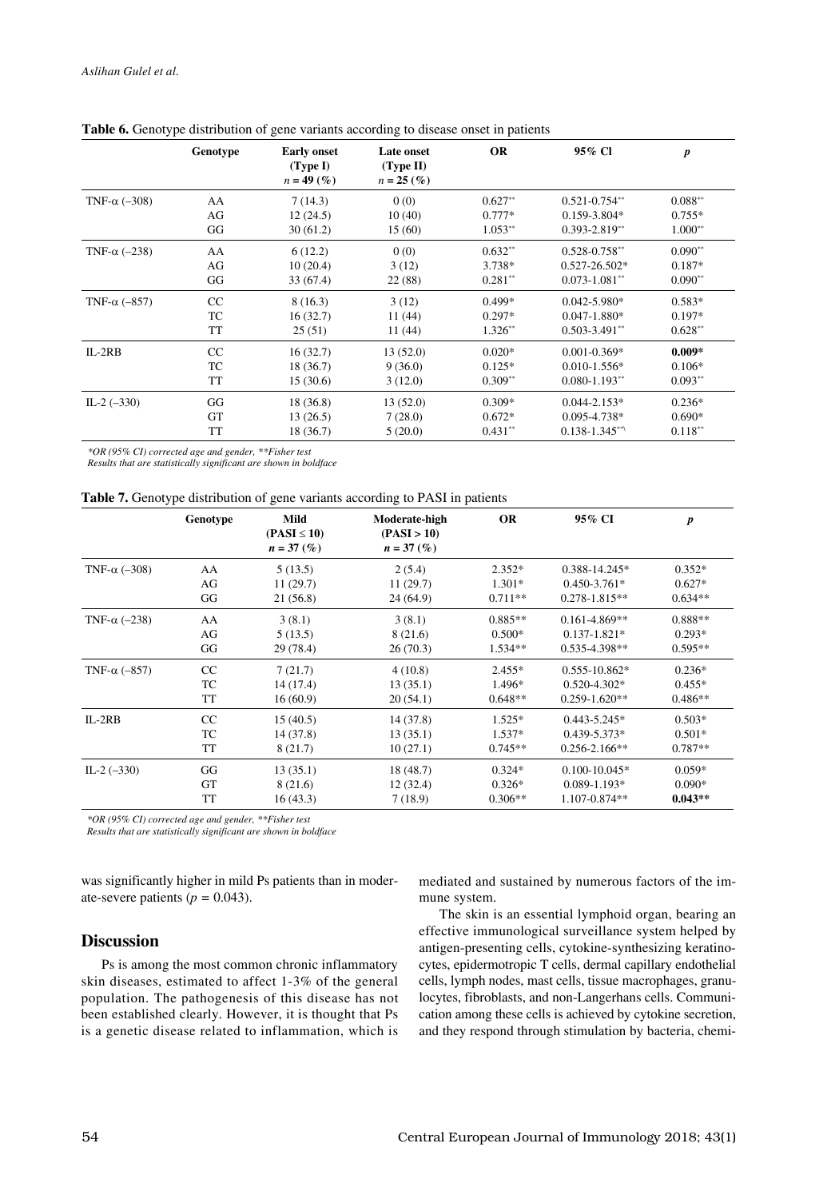**Table 6.** Genotype distribution of gene variants according to disease onset in patients

| | Genotype | Early onset (Type I) $n = 49$ (%) | Late onset (Type II) $n = 25$ (%) | OR | 95% Cl | *p* |
|---|---|---|---|---|---|---|
| TNF-α (–308) | AA | 7 (14.3) | 0 (0) | 0.627** | 0.521-0.754** | 0.088** |
| | AG | 12 (24.5) | 10 (40) | 0.777* | 0.159-3.804* | 0.755* |
| | GG | 30 (61.2) | 15 (60) | 1.053** | 0.393-2.819** | 1.000** |
| TNF-α (–238) | AA | 6 (12.2) | 0 (0) | 0.632** | 0.528-0.758** | 0.090** |
| | AG | 10 (20.4) | 3 (12) | 3.738* | 0.527-26.502* | 0.187* |
| | GG | 33 (67.4) | 22 (88) | 0.281** | 0.073-1.081** | 0.090** |
| TNF-α (–857) | CC | 8 (16.3) | 3 (12) | 0.499* | 0.042-5.980* | 0.583* |
| | TC | 16 (32.7) | 11 (44) | 0.297* | 0.047-1.880* | 0.197* |
| | TT | 25 (51) | 11 (44) | 1.326** | 0.503-3.491** | 0.628** |
| IL-2RB | CC | 16 (32.7) | 13 (52.0) | 0.020* | 0.001-0.369* | **0.009*** |
| | TC | 18 (36.7) | 9 (36.0) | 0.125* | 0.010-1.556* | 0.106* |
| | TT | 15 (30.6) | 3 (12.0) | 0.309** | 0.080-1.193** | 0.093** |
| IL-2 (–330) | GG | 18 (36.8) | 13 (52.0) | 0.309* | 0.044-2.153* | 0.236* |
| | GT | 13 (26.5) | 7 (28.0) | 0.672* | 0.095-4.738* | 0.690* |
| | TT | 18 (36.7) | 5 (20.0) | 0.431** | 0.138-1.345** | 0.118** |

*\*OR (95% CI) corrected age and gender, \*\*Fisher test*
*Results that are statistically significant are shown in boldface*

**Table 7.** Genotype distribution of gene variants according to PASI in patients

| | Genotype | Mild (PASI ≤ 10) $n = 37$ (%) | Moderate-high (PASI > 10) $n = 37$ (%) | OR | 95% CI | *p* |
|---|---|---|---|---|---|---|
| TNF-α (–308) | AA | 5 (13.5) | 2 (5.4) | 2.352* | 0.388-14.245* | 0.352* |
| | AG | 11 (29.7) | 11 (29.7) | 1.301* | 0.450-3.761* | 0.627* |
| | GG | 21 (56.8) | 24 (64.9) | 0.711** | 0.278-1.815** | 0.634** |
| TNF-α (–238) | AA | 3 (8.1) | 3 (8.1) | 0.885** | 0.161-4.869** | 0.888** |
| | AG | 5 (13.5) | 8 (21.6) | 0.500* | 0.137-1.821* | 0.293* |
| | GG | 29 (78.4) | 26 (70.3) | 1.534** | 0.535-4.398** | 0.595** |
| TNF-α (–857) | CC | 7 (21.7) | 4 (10.8) | 2.455* | 0.555-10.862* | 0.236* |
| | TC | 14 (17.4) | 13 (35.1) | 1.496* | 0.520-4.302* | 0.455* |
| | TT | 16 (60.9) | 20 (54.1) | 0.648** | 0.259-1.620** | 0.486** |
| IL-2RB | CC | 15 (40.5) | 14 (37.8) | 1.525* | 0.443-5.245* | 0.503* |
| | TC | 14 (37.8) | 13 (35.1) | 1.537* | 0.439-5.373* | 0.501* |
| | TT | 8 (21.7) | 10 (27.1) | 0.745** | 0.256-2.166** | 0.787** |
| IL-2 (–330) | GG | 13 (35.1) | 18 (48.7) | 0.324* | 0.100-10.045* | 0.059* |
| | GT | 8 (21.6) | 12 (32.4) | 0.326* | 0.089-1.193* | 0.090* |
| | TT | 16 (43.3) | 7 (18.9) | 0.306** | 1.107-0.874** | **0.043**** |

*\*OR (95% CI) corrected age and gender, \*\*Fisher test*
*Results that are statistically significant are shown in boldface*

was significantly higher in mild Ps patients than in moderate-severe patients ($p = 0.043$).

## Discussion

Ps is among the most common chronic inflammatory skin diseases, estimated to affect 1-3% of the general population. The pathogenesis of this disease has not been established clearly. However, it is thought that Ps is a genetic disease related to inflammation, which is mediated and sustained by numerous factors of the immune system.

The skin is an essential lymphoid organ, bearing an effective immunological surveillance system helped by antigen-presenting cells, cytokine-synthesizing keratinocytes, epidermotropic T cells, dermal capillary endothelial cells, lymph nodes, mast cells, tissue macrophages, granulocytes, fibroblasts, and non-Langerhans cells. Communication among these cells is achieved by cytokine secretion, and they respond through stimulation by bacteria, chemi-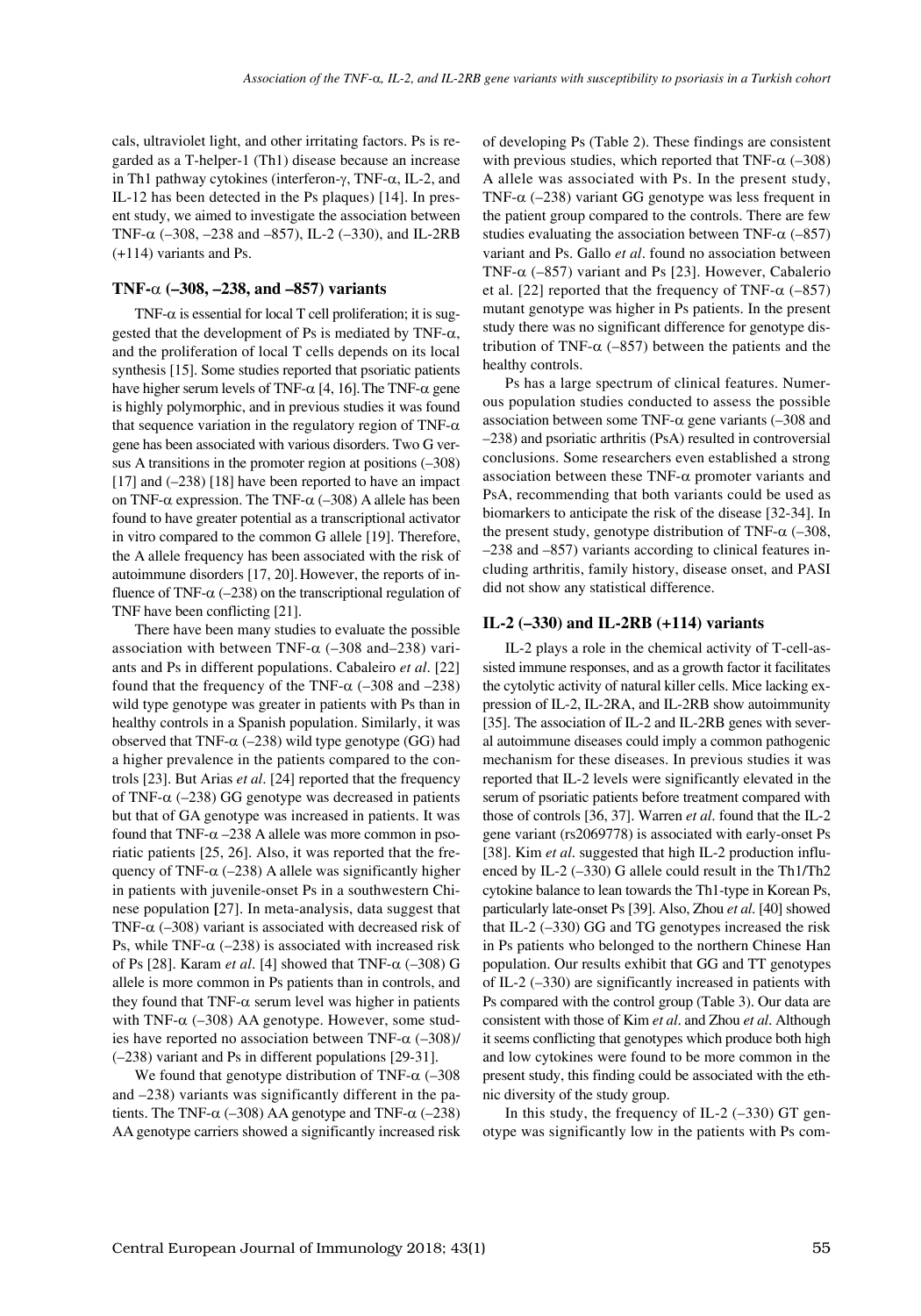cals, ultraviolet light, and other irritating factors. Ps is regarded as a T-helper-1 (Th1) disease because an increase in Th1 pathway cytokines (interferon-γ, TNF-α, IL-2, and IL-12 has been detected in the Ps plaques) [14]. In present study, we aimed to investigate the association between TNF-α (–308, –238 and –857), IL-2 (–330), and IL-2RB (+114) variants and Ps.

### TNF-α (–308, –238, and –857) variants

TNF-α is essential for local T cell proliferation; it is suggested that the development of Ps is mediated by TNF-α, and the proliferation of local T cells depends on its local synthesis [15]. Some studies reported that psoriatic patients have higher serum levels of TNF-α [4, 16]. The TNF-α gene is highly polymorphic, and in previous studies it was found that sequence variation in the regulatory region of TNF-α gene has been associated with various disorders. Two G versus A transitions in the promoter region at positions (–308) [17] and (–238) [18] have been reported to have an impact on TNF-α expression. The TNF-α (–308) A allele has been found to have greater potential as a transcriptional activator in vitro compared to the common G allele [19]. Therefore, the A allele frequency has been associated with the risk of autoimmune disorders [17, 20]. However, the reports of influence of TNF-α (–238) on the transcriptional regulation of TNF have been conflicting [21].

There have been many studies to evaluate the possible association with between TNF-α (–308 and–238) variants and Ps in different populations. Cabaleiro *et al*. [22] found that the frequency of the TNF-α (–308 and –238) wild type genotype was greater in patients with Ps than in healthy controls in a Spanish population. Similarly, it was observed that TNF-α (–238) wild type genotype (GG) had a higher prevalence in the patients compared to the controls [23]. But Arias *et al*. [24] reported that the frequency of TNF-α (–238) GG genotype was decreased in patients but that of GA genotype was increased in patients. It was found that TNF-α –238 A allele was more common in psoriatic patients [25, 26]. Also, it was reported that the frequency of TNF-α (–238) A allele was significantly higher in patients with juvenile-onset Ps in a southwestern Chinese population [27]. In meta-analysis, data suggest that TNF-α (–308) variant is associated with decreased risk of Ps, while TNF-α (–238) is associated with increased risk of Ps [28]. Karam *et al*. [4] showed that TNF-α (–308) G allele is more common in Ps patients than in controls, and they found that TNF-α serum level was higher in patients with TNF-α (–308) AA genotype. However, some studies have reported no association between TNF-α (–308)/(–238) variant and Ps in different populations [29-31].

We found that genotype distribution of TNF-α (–308 and –238) variants was significantly different in the patients. The TNF-α (–308) AA genotype and TNF-α (–238) AA genotype carriers showed a significantly increased risk of developing Ps (Table 2). These findings are consistent with previous studies, which reported that TNF-α (–308) A allele was associated with Ps. In the present study, TNF-α (–238) variant GG genotype was less frequent in the patient group compared to the controls. There are few studies evaluating the association between TNF-α (–857) variant and Ps. Gallo *et al*. found no association between TNF-α (–857) variant and Ps [23]. However, Cabalerio et al. [22] reported that the frequency of TNF-α (–857) mutant genotype was higher in Ps patients. In the present study there was no significant difference for genotype distribution of TNF-α (–857) between the patients and the healthy controls.

Ps has a large spectrum of clinical features. Numerous population studies conducted to assess the possible association between some TNF-α gene variants (–308 and –238) and psoriatic arthritis (PsA) resulted in controversial conclusions. Some researchers even established a strong association between these TNF-α promoter variants and PsA, recommending that both variants could be used as biomarkers to anticipate the risk of the disease [32-34]. In the present study, genotype distribution of TNF-α (–308, –238 and –857) variants according to clinical features including arthritis, family history, disease onset, and PASI did not show any statistical difference.

### IL-2 (–330) and IL-2RB (+114) variants

IL-2 plays a role in the chemical activity of T-cell-assisted immune responses, and as a growth factor it facilitates the cytolytic activity of natural killer cells. Mice lacking expression of IL-2, IL-2RA, and IL-2RB show autoimmunity [35]. The association of IL-2 and IL-2RB genes with several autoimmune diseases could imply a common pathogenic mechanism for these diseases. In previous studies it was reported that IL-2 levels were significantly elevated in the serum of psoriatic patients before treatment compared with those of controls [36, 37]. Warren *et al*. found that the IL-2 gene variant (rs2069778) is associated with early-onset Ps [38]. Kim *et al*. suggested that high IL-2 production influenced by IL-2 (–330) G allele could result in the Th1/Th2 cytokine balance to lean towards the Th1-type in Korean Ps, particularly late-onset Ps [39]. Also, Zhou *et al*. [40] showed that IL-2 (–330) GG and TG genotypes increased the risk in Ps patients who belonged to the northern Chinese Han population. Our results exhibit that GG and TT genotypes of IL-2 (–330) are significantly increased in patients with Ps compared with the control group (Table 3). Our data are consistent with those of Kim *et al*. and Zhou *et al*. Although it seems conflicting that genotypes which produce both high and low cytokines were found to be more common in the present study, this finding could be associated with the ethnic diversity of the study group.

In this study, the frequency of IL-2 (–330) GT genotype was significantly low in the patients with Ps com-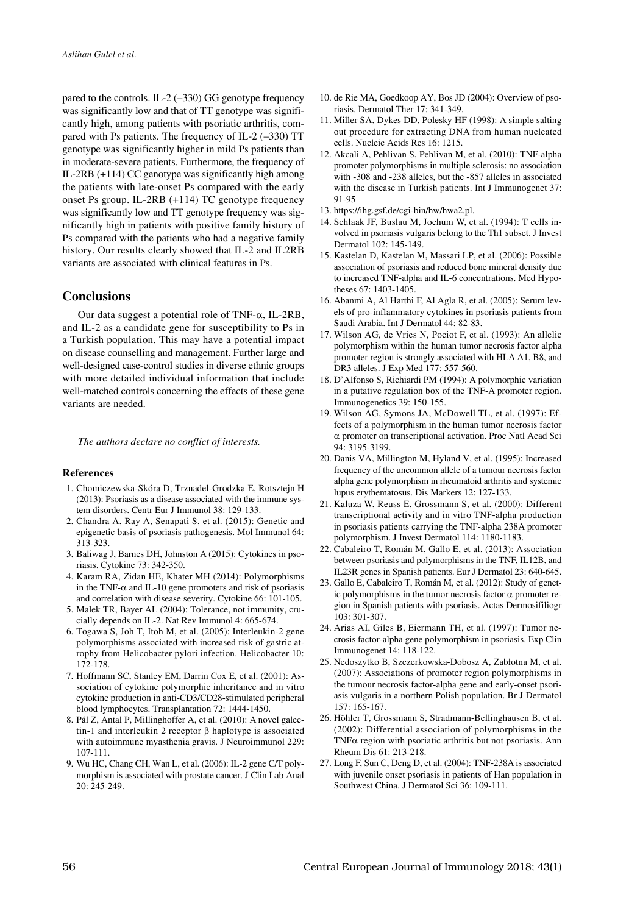pared to the controls. IL-2 (–330) GG genotype frequency was significantly low and that of TT genotype was significantly high, among patients with psoriatic arthritis, compared with Ps patients. The frequency of IL-2 (–330) TT genotype was significantly higher in mild Ps patients than in moderate-severe patients. Furthermore, the frequency of IL-2RB (+114) CC genotype was significantly high among the patients with late-onset Ps compared with the early onset Ps group. IL-2RB (+114) TC genotype frequency was significantly low and TT genotype frequency was significantly high in patients with positive family history of Ps compared with the patients who had a negative family history. Our results clearly showed that IL-2 and IL2RB variants are associated with clinical features in Ps.

## Conclusions

Our data suggest a potential role of TNF-α, IL-2RB, and IL-2 as a candidate gene for susceptibility to Ps in a Turkish population. This may have a potential impact on disease counselling and management. Further large and well-designed case-control studies in diverse ethnic groups with more detailed individual information that include well-matched controls concerning the effects of these gene variants are needed.

---

*The authors declare no conflict of interests.*

### References

1. Chomiczewska-Skóra D, Trznadel-Grodzka E, Rotsztejn H (2013): Psoriasis as a disease associated with the immune system disorders. Centr Eur J Immunol 38: 129-133.
2. Chandra A, Ray A, Senapati S, et al. (2015): Genetic and epigenetic basis of psoriasis pathogenesis. Mol Immunol 64: 313-323.
3. Baliwag J, Barnes DH, Johnston A (2015): Cytokines in psoriasis. Cytokine 73: 342-350.
4. Karam RA, Zidan HE, Khater MH (2014): Polymorphisms in the TNF-α and IL-10 gene promoters and risk of psoriasis and correlation with disease severity. Cytokine 66: 101-105.
5. Malek TR, Bayer AL (2004): Tolerance, not immunity, crucially depends on IL-2. Nat Rev Immunol 4: 665-674.
6. Togawa S, Joh T, Itoh M, et al. (2005): Interleukin-2 gene polymorphisms associated with increased risk of gastric atrophy from Helicobacter pylori infection. Helicobacter 10: 172-178.
7. Hoffmann SC, Stanley EM, Darrin Cox E, et al. (2001): Association of cytokine polymorphic inheritance and in vitro cytokine production in anti-CD3/CD28-stimulated peripheral blood lymphocytes. Transplantation 72: 1444-1450.
8. Pál Z, Antal P, Millinghoffer A, et al. (2010): A novel galectin-1 and interleukin 2 receptor β haplotype is associated with autoimmune myasthenia gravis. J Neuroimmunol 229: 107-111.
9. Wu HC, Chang CH, Wan L, et al. (2006): IL-2 gene C/T polymorphism is associated with prostate cancer. J Clin Lab Anal 20: 245-249.
10. de Rie MA, Goedkoop AY, Bos JD (2004): Overview of psoriasis. Dermatol Ther 17: 341-349.
11. Miller SA, Dykes DD, Polesky HF (1998): A simple salting out procedure for extracting DNA from human nucleated cells. Nucleic Acids Res 16: 1215.
12. Akcali A, Pehlivan S, Pehlivan M, et al. (2010): TNF-alpha promoter polymorphisms in multiple sclerosis: no association with -308 and -238 alleles, but the -857 alleles in associated with the disease in Turkish patients. Int J Immunogenet 37: 91-95
13. https://ihg.gsf.de/cgi-bin/hw/hwa2.pl.
14. Schlaak JF, Buslau M, Jochum W, et al. (1994): T cells involved in psoriasis vulgaris belong to the Th1 subset. J Invest Dermatol 102: 145-149.
15. Kastelan D, Kastelan M, Massari LP, et al. (2006): Possible association of psoriasis and reduced bone mineral density due to increased TNF-alpha and IL-6 concentrations. Med Hypotheses 67: 1403-1405.
16. Abanmi A, Al Harthi F, Al Agla R, et al. (2005): Serum levels of pro-inflammatory cytokines in psoriasis patients from Saudi Arabia. Int J Dermatol 44: 82-83.
17. Wilson AG, de Vries N, Pociot F, et al. (1993): An allelic polymorphism within the human tumor necrosis factor alpha promoter region is strongly associated with HLA A1, B8, and DR3 alleles. J Exp Med 177: 557-560.
18. D'Alfonso S, Richiardi PM (1994): A polymorphic variation in a putative regulation box of the TNF-A promoter region. Immunogenetics 39: 150-155.
19. Wilson AG, Symons JA, McDowell TL, et al. (1997): Effects of a polymorphism in the human tumor necrosis factor α promoter on transcriptional activation. Proc Natl Acad Sci 94: 3195-3199.
20. Danis VA, Millington M, Hyland V, et al. (1995): Increased frequency of the uncommon allele of a tumour necrosis factor alpha gene polymorphism in rheumatoid arthritis and systemic lupus erythematosus. Dis Markers 12: 127-133.
21. Kaluza W, Reuss E, Grossmann S, et al. (2000): Different transcriptional activity and in vitro TNF-alpha production in psoriasis patients carrying the TNF-alpha 238A promoter polymorphism. J Invest Dermatol 114: 1180-1183.
22. Cabaleiro T, Román M, Gallo E, et al. (2013): Association between psoriasis and polymorphisms in the TNF, IL12B, and IL23R genes in Spanish patients. Eur J Dermatol 23: 640-645.
23. Gallo E, Cabaleiro T, Román M, et al. (2012): Study of genetic polymorphisms in the tumor necrosis factor α promoter region in Spanish patients with psoriasis. Actas Dermosifiliogr 103: 301-307.
24. Arias AI, Giles B, Eiermann TH, et al. (1997): Tumor necrosis factor-alpha gene polymorphism in psoriasis. Exp Clin Immunogenet 14: 118-122.
25. Nedoszytko B, Szczerkowska-Dobosz A, Zabłotna M, et al. (2007): Associations of promoter region polymorphisms in the tumour necrosis factor-alpha gene and early-onset psoriasis vulgaris in a northern Polish population. Br J Dermatol 157: 165-167.
26. Höhler T, Grossmann S, Stradmann-Bellinghausen B, et al. (2002): Differential association of polymorphisms in the TNFα region with psoriatic arthritis but not psoriasis. Ann Rheum Dis 61: 213-218.
27. Long F, Sun C, Deng D, et al. (2004): TNF-238A is associated with juvenile onset psoriasis in patients of Han population in Southwest China. J Dermatol Sci 36: 109-111.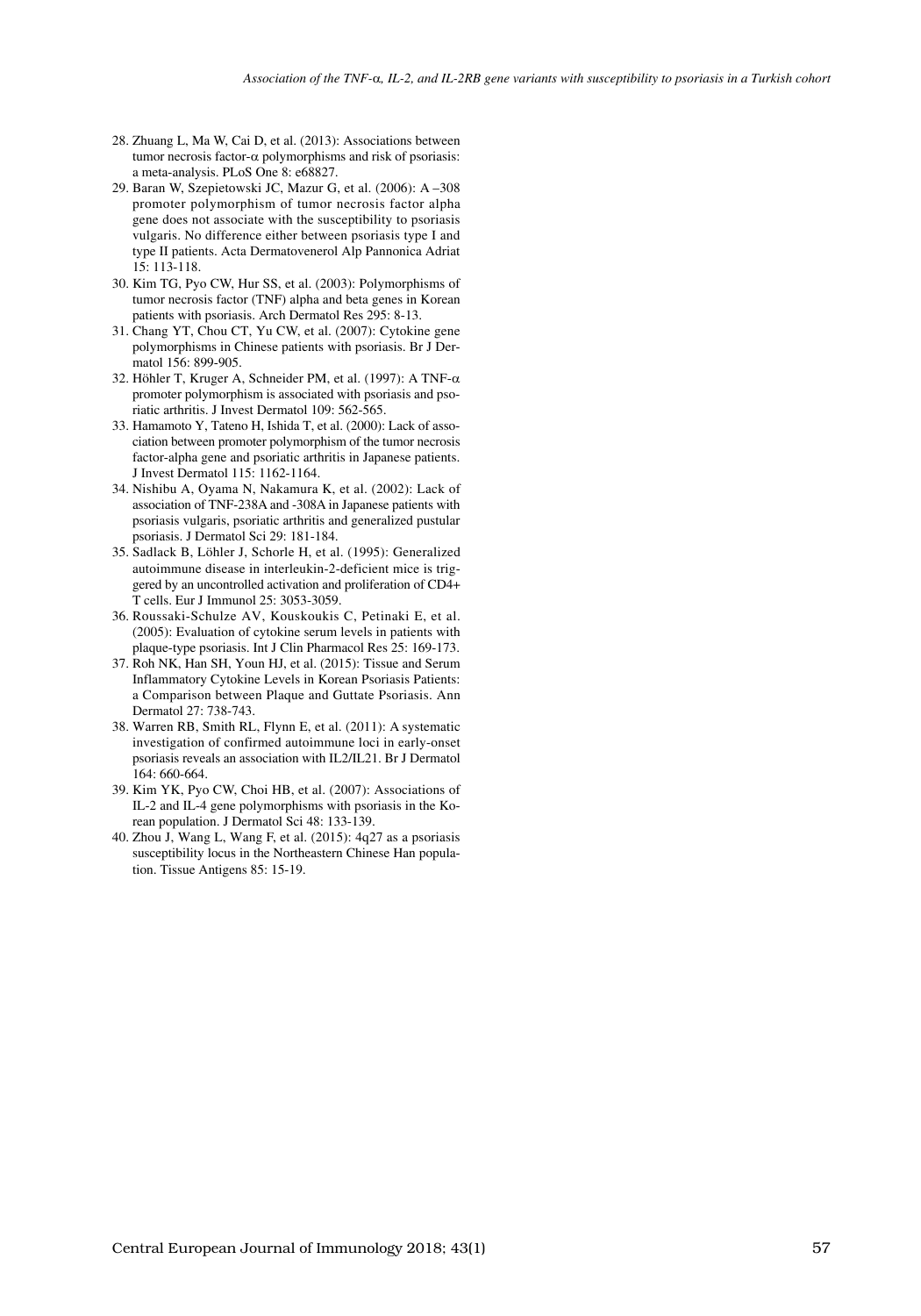28. Zhuang L, Ma W, Cai D, et al. (2013): Associations between tumor necrosis factor-α polymorphisms and risk of psoriasis: a meta-analysis. PLoS One 8: e68827.
29. Baran W, Szepietowski JC, Mazur G, et al. (2006): A –308 promoter polymorphism of tumor necrosis factor alpha gene does not associate with the susceptibility to psoriasis vulgaris. No difference either between psoriasis type I and type II patients. Acta Dermatovenerol Alp Pannonica Adriat 15: 113-118.
30. Kim TG, Pyo CW, Hur SS, et al. (2003): Polymorphisms of tumor necrosis factor (TNF) alpha and beta genes in Korean patients with psoriasis. Arch Dermatol Res 295: 8-13.
31. Chang YT, Chou CT, Yu CW, et al. (2007): Cytokine gene polymorphisms in Chinese patients with psoriasis. Br J Dermatol 156: 899-905.
32. Höhler T, Kruger A, Schneider PM, et al. (1997): A TNF-α promoter polymorphism is associated with psoriasis and psoriatic arthritis. J Invest Dermatol 109: 562-565.
33. Hamamoto Y, Tateno H, Ishida T, et al. (2000): Lack of association between promoter polymorphism of the tumor necrosis factor-alpha gene and psoriatic arthritis in Japanese patients. J Invest Dermatol 115: 1162-1164.
34. Nishibu A, Oyama N, Nakamura K, et al. (2002): Lack of association of TNF-238A and -308A in Japanese patients with psoriasis vulgaris, psoriatic arthritis and generalized pustular psoriasis. J Dermatol Sci 29: 181-184.
35. Sadlack B, Löhler J, Schorle H, et al. (1995): Generalized autoimmune disease in interleukin-2-deficient mice is triggered by an uncontrolled activation and proliferation of CD4+ T cells. Eur J Immunol 25: 3053-3059.
36. Roussaki-Schulze AV, Kouskoukis C, Petinaki E, et al. (2005): Evaluation of cytokine serum levels in patients with plaque-type psoriasis. Int J Clin Pharmacol Res 25: 169-173.
37. Roh NK, Han SH, Youn HJ, et al. (2015): Tissue and Serum Inflammatory Cytokine Levels in Korean Psoriasis Patients: a Comparison between Plaque and Guttate Psoriasis. Ann Dermatol 27: 738-743.
38. Warren RB, Smith RL, Flynn E, et al. (2011): A systematic investigation of confirmed autoimmune loci in early-onset psoriasis reveals an association with IL2/IL21. Br J Dermatol 164: 660-664.
39. Kim YK, Pyo CW, Choi HB, et al. (2007): Associations of IL-2 and IL-4 gene polymorphisms with psoriasis in the Korean population. J Dermatol Sci 48: 133-139.
40. Zhou J, Wang L, Wang F, et al. (2015): 4q27 as a psoriasis susceptibility locus in the Northeastern Chinese Han population. Tissue Antigens 85: 15-19.